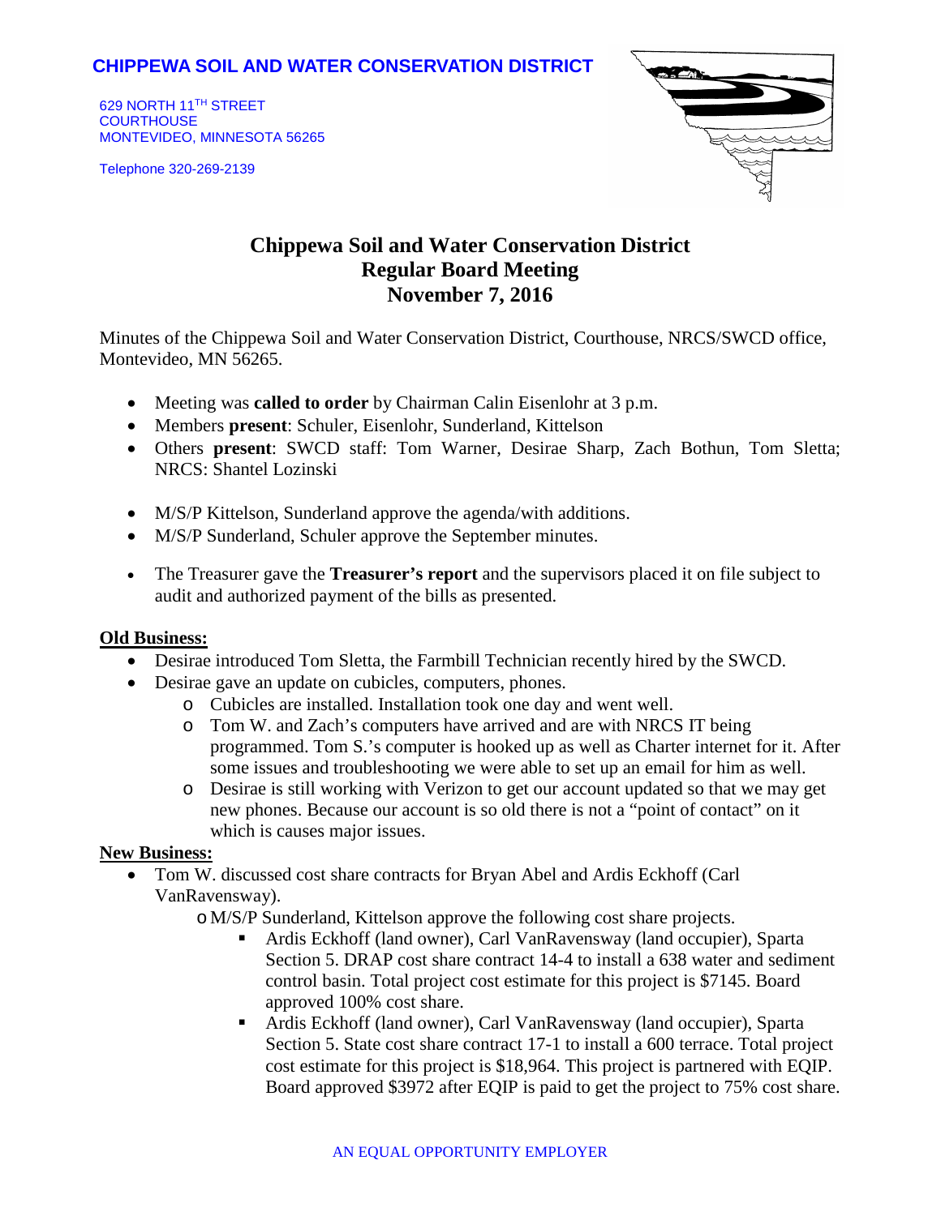**CHIPPEWA SOIL AND WATER CONSERVATION DISTRICT**

629 NORTH 11TH STREET
COURTHOUSE
MONTEVIDEO, MINNESOTA 56265

Telephone 320-269-2139

# Chippewa Soil and Water Conservation District
## Regular Board Meeting
## November 7, 2016

Minutes of the Chippewa Soil and Water Conservation District, Courthouse, NRCS/SWCD office, Montevideo, MN 56265.

- Meeting was **called to order** by Chairman Calin Eisenlohr at 3 p.m.
- Members **present**: Schuler, Eisenlohr, Sunderland, Kittelson
- Others **present**: SWCD staff: Tom Warner, Desirae Sharp, Zach Bothun, Tom Sletta; NRCS: Shantel Lozinski

- M/S/P Kittelson, Sunderland approve the agenda/with additions.
- M/S/P Sunderland, Schuler approve the September minutes.

- The Treasurer gave the **Treasurer's report** and the supervisors placed it on file subject to audit and authorized payment of the bills as presented.

**Old Business:**

- Desirae introduced Tom Sletta, the Farmbill Technician recently hired by the SWCD.
- Desirae gave an update on cubicles, computers, phones.
  - Cubicles are installed. Installation took one day and went well.
  - Tom W. and Zach's computers have arrived and are with NRCS IT being programmed. Tom S.'s computer is hooked up as well as Charter internet for it. After some issues and troubleshooting we were able to set up an email for him as well.
  - Desirae is still working with Verizon to get our account updated so that we may get new phones. Because our account is so old there is not a "point of contact" on it which is causes major issues.

**New Business:**

- Tom W. discussed cost share contracts for Bryan Abel and Ardis Eckhoff (Carl VanRavensway).
  - M/S/P Sunderland, Kittelson approve the following cost share projects.
    - Ardis Eckhoff (land owner), Carl VanRavensway (land occupier), Sparta Section 5. DRAP cost share contract 14-4 to install a 638 water and sediment control basin. Total project cost estimate for this project is $7145. Board approved 100% cost share.
    - Ardis Eckhoff (land owner), Carl VanRavensway (land occupier), Sparta Section 5. State cost share contract 17-1 to install a 600 terrace. Total project cost estimate for this project is $18,964. This project is partnered with EQIP. Board approved $3972 after EQIP is paid to get the project to 75% cost share.

AN EQUAL OPPORTUNITY EMPLOYER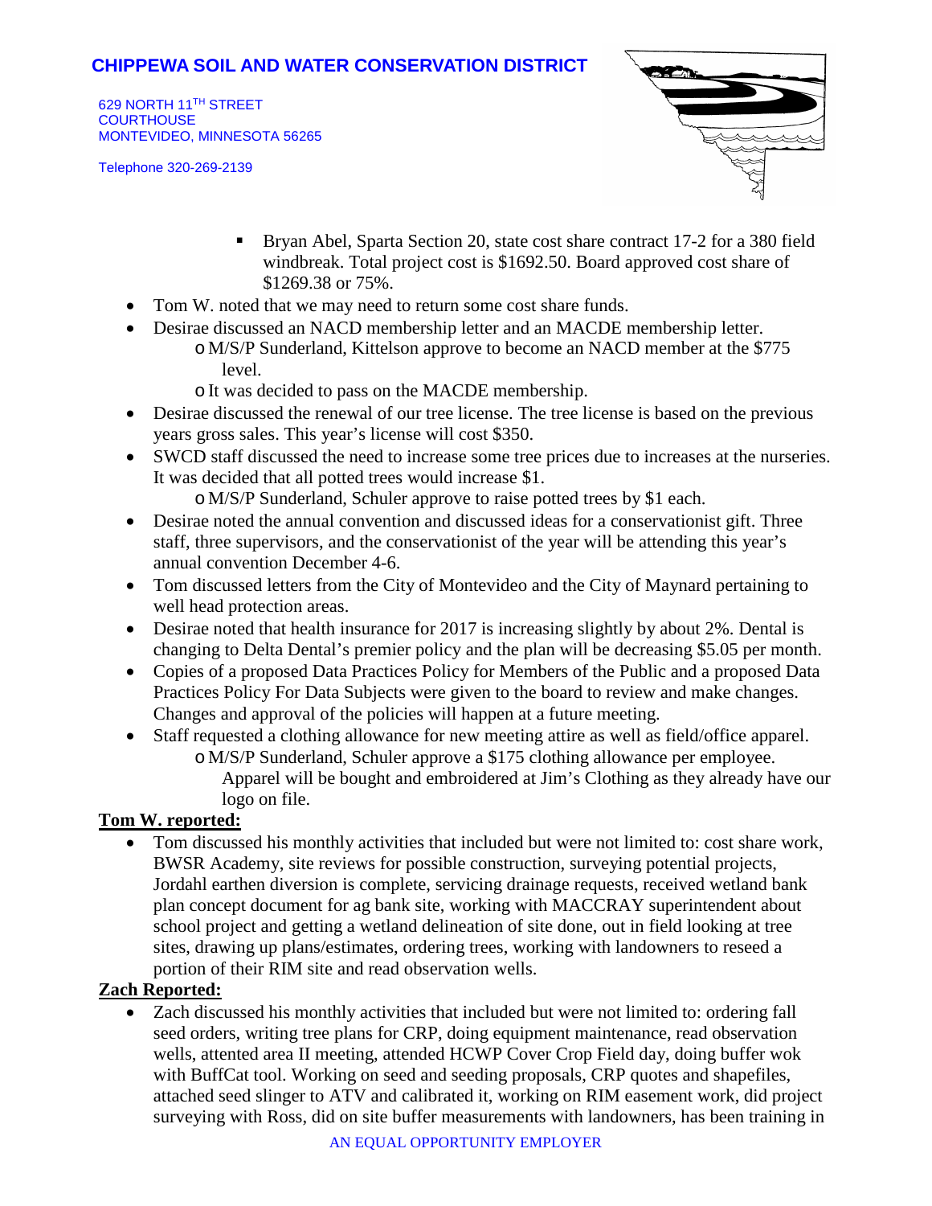**CHIPPEWA SOIL AND WATER CONSERVATION DISTRICT**

629 NORTH 11TH STREET
COURTHOUSE
MONTEVIDEO, MINNESOTA 56265

Telephone 320-269-2139

- Bryan Abel, Sparta Section 20, state cost share contract 17-2 for a 380 field windbreak. Total project cost is $1692.50. Board approved cost share of $1269.38 or 75%.

- Tom W. noted that we may need to return some cost share funds.
- Desirae discussed an NACD membership letter and an MACDE membership letter.
  - M/S/P Sunderland, Kittelson approve to become an NACD member at the $775 level.
  - It was decided to pass on the MACDE membership.
- Desirae discussed the renewal of our tree license. The tree license is based on the previous years gross sales. This year's license will cost $350.
- SWCD staff discussed the need to increase some tree prices due to increases at the nurseries. It was decided that all potted trees would increase $1.
  - M/S/P Sunderland, Schuler approve to raise potted trees by $1 each.
- Desirae noted the annual convention and discussed ideas for a conservationist gift. Three staff, three supervisors, and the conservationist of the year will be attending this year's annual convention December 4-6.
- Tom discussed letters from the City of Montevideo and the City of Maynard pertaining to well head protection areas.
- Desirae noted that health insurance for 2017 is increasing slightly by about 2%. Dental is changing to Delta Dental's premier policy and the plan will be decreasing $5.05 per month.
- Copies of a proposed Data Practices Policy for Members of the Public and a proposed Data Practices Policy For Data Subjects were given to the board to review and make changes. Changes and approval of the policies will happen at a future meeting.
- Staff requested a clothing allowance for new meeting attire as well as field/office apparel.
  - M/S/P Sunderland, Schuler approve a $175 clothing allowance per employee. Apparel will be bought and embroidered at Jim's Clothing as they already have our logo on file.

**<u>Tom W. reported:</u>**

- Tom discussed his monthly activities that included but were not limited to: cost share work, BWSR Academy, site reviews for possible construction, surveying potential projects, Jordahl earthen diversion is complete, servicing drainage requests, received wetland bank plan concept document for ag bank site, working with MACCRAY superintendent about school project and getting a wetland delineation of site done, out in field looking at tree sites, drawing up plans/estimates, ordering trees, working with landowners to reseed a portion of their RIM site and read observation wells.

**<u>Zach Reported:</u>**

- Zach discussed his monthly activities that included but were not limited to: ordering fall seed orders, writing tree plans for CRP, doing equipment maintenance, read observation wells, attented area II meeting, attended HCWP Cover Crop Field day, doing buffer wok with BuffCat tool. Working on seed and seeding proposals, CRP quotes and shapefiles, attached seed slinger to ATV and calibrated it, working on RIM easement work, did project surveying with Ross, did on site buffer measurements with landowners, has been training in

AN EQUAL OPPORTUNITY EMPLOYER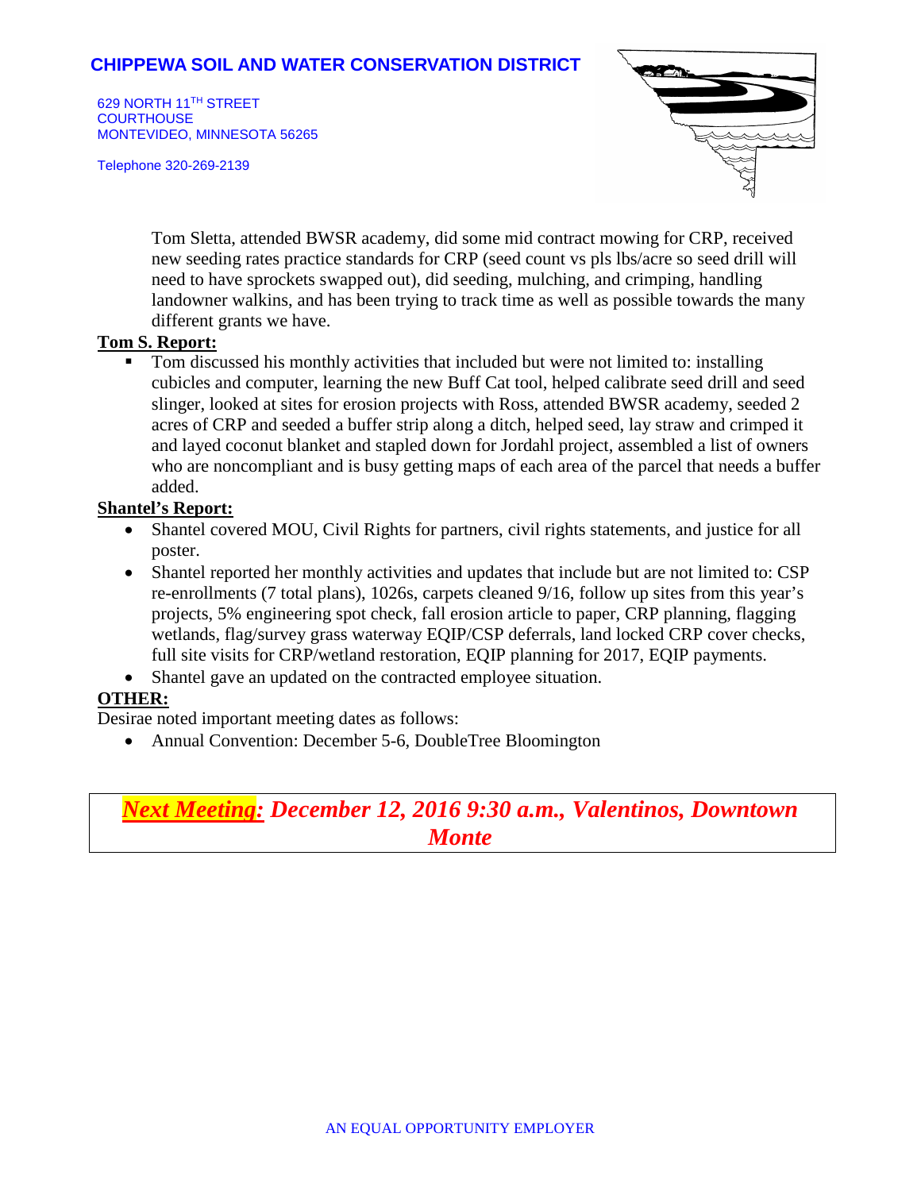Tom Sletta, attended BWSR academy, did some mid contract mowing for CRP, received new seeding rates practice standards for CRP (seed count vs pls lbs/acre so seed drill will need to have sprockets swapped out), did seeding, mulching, and crimping, handling landowner walkins, and has been trying to track time as well as possible towards the many different grants we have.

**Tom S. Report:**

- Tom discussed his monthly activities that included but were not limited to: installing cubicles and computer, learning the new Buff Cat tool, helped calibrate seed drill and seed slinger, looked at sites for erosion projects with Ross, attended BWSR academy, seeded 2 acres of CRP and seeded a buffer strip along a ditch, helped seed, lay straw and crimped it and layed coconut blanket and stapled down for Jordahl project, assembled a list of owners who are noncompliant and is busy getting maps of each area of the parcel that needs a buffer added.

**Shantel's Report:**

- Shantel covered MOU, Civil Rights for partners, civil rights statements, and justice for all poster.
- Shantel reported her monthly activities and updates that include but are not limited to: CSP re-enrollments (7 total plans), 1026s, carpets cleaned 9/16, follow up sites from this year's projects, 5% engineering spot check, fall erosion article to paper, CRP planning, flagging wetlands, flag/survey grass waterway EQIP/CSP deferrals, land locked CRP cover checks, full site visits for CRP/wetland restoration, EQIP planning for 2017, EQIP payments.
- Shantel gave an updated on the contracted employee situation.

**OTHER:**

Desirae noted important meeting dates as follows:

- Annual Convention: December 5-6, DoubleTree Bloomington

***Next Meeting: December 12, 2016 9:30 a.m., Valentinos, Downtown Monte***